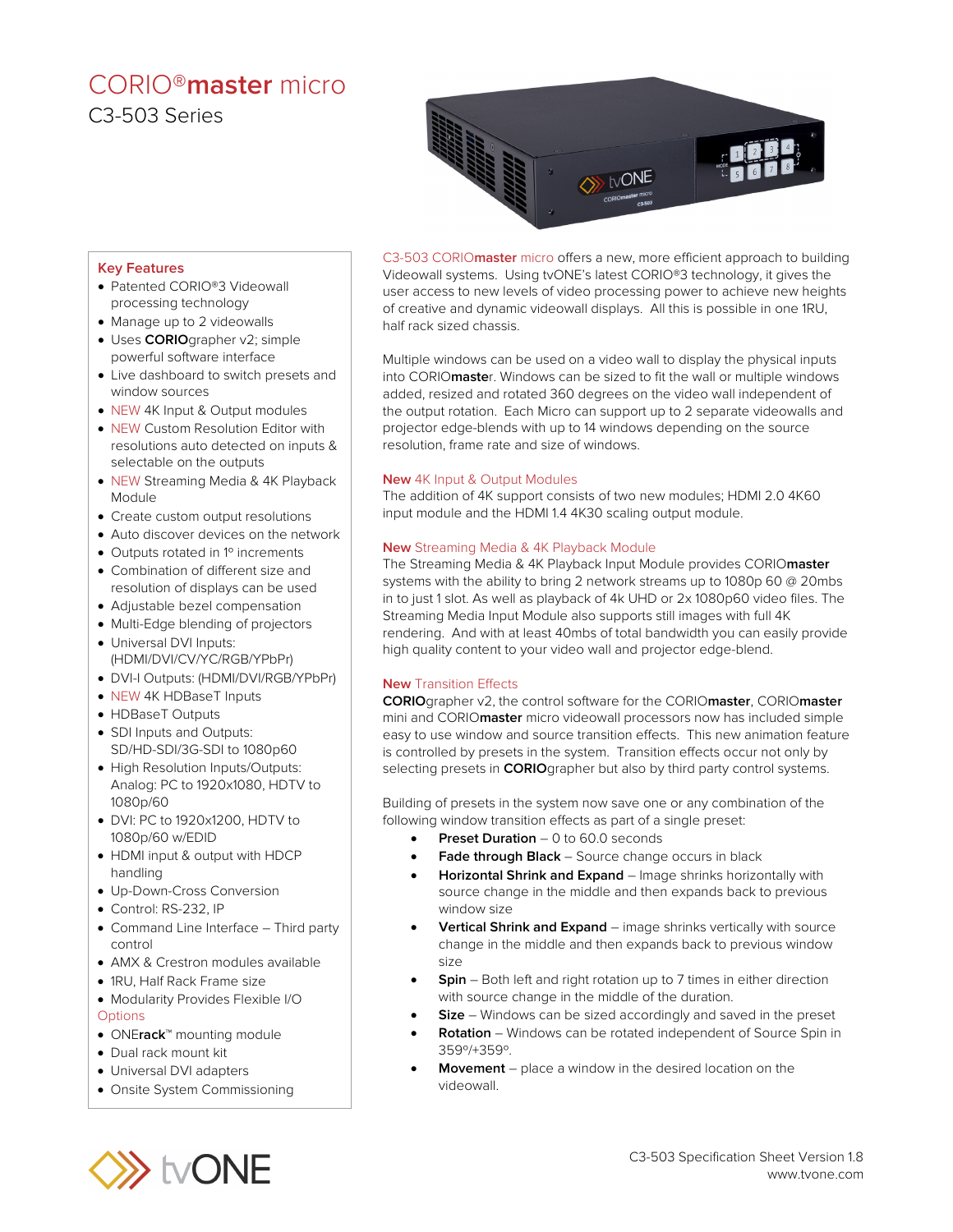# CORIO®master micro

## C3-503 Series

### Key Features

- Patented CORIO®3 Videowall processing technology
- Manage up to 2 videowalls
- Uses **CORIO**grapher v2; simple powerful software interface
- Live dashboard to switch presets and window sources
- NEW 4K Input & Output modules
- NEW Custom Resolution Editor with resolutions auto detected on inputs & selectable on the outputs
- NEW Streaming Media & 4K Playback Module
- Create custom output resolutions
- Auto discover devices on the network
- Outputs rotated in 1º increments
- Combination of different size and resolution of displays can be used
- Adjustable bezel compensation
- Multi-Edge blending of projectors
- Universal DVI Inputs: (HDMI/DVI/CV/YC/RGB/YPbPr)
- DVI-I Outputs: (HDMI/DVI/RGB/YPbPr)
- NEW 4K HDBaseT Inputs
- HDBaseT Outputs
- SDI Inputs and Outputs: SD/HD-SDI/3G-SDI to 1080p60
- High Resolution Inputs/Outputs: Analog: PC to 1920x1080, HDTV to 1080p/60
- DVI: PC to 1920x1200, HDTV to 1080p/60 w/EDID
- HDMI input & output with HDCP handling
- Up-Down-Cross Conversion
- Control: RS-232, IP
- Command Line Interface – Third party control
- AMX & Crestron modules available
- 1RU, Half Rack Frame size
- Modularity Provides Flexible I/O

### Options

- ONE**rack**™ mounting module
- Dual rack mount kit
- Universal DVI adapters
- Onsite System Commissioning

C3-503 CORIO**master** micro offers a new, more efficient approach to building Videowall systems. Using tvONE's latest CORIO®3 technology, it gives the user access to new levels of video processing power to achieve new heights of creative and dynamic videowall displays. All this is possible in one 1RU, half rack sized chassis.

Multiple windows can be used on a video wall to display the physical inputs into CORIO**maste**r. Windows can be sized to fit the wall or multiple windows added, resized and rotated 360 degrees on the video wall independent of the output rotation. Each Micro can support up to 2 separate videowalls and projector edge-blends with up to 14 windows depending on the source resolution, frame rate and size of windows.

### New 4K Input & Output Modules

The addition of 4K support consists of two new modules; HDMI 2.0 4K60 input module and the HDMI 1.4 4K30 scaling output module.

### New Streaming Media & 4K Playback Module

The Streaming Media & 4K Playback Input Module provides CORIO**master** systems with the ability to bring 2 network streams up to 1080p 60 @ 20mbs in to just 1 slot. As well as playback of 4k UHD or 2x 1080p60 video files. The Streaming Media Input Module also supports still images with full 4K rendering. And with at least 40mbs of total bandwidth you can easily provide high quality content to your video wall and projector edge-blend.

### New Transition Effects

**CORIO**grapher v2, the control software for the CORIO**master**, CORIO**master** mini and CORIO**master** micro videowall processors now has included simple easy to use window and source transition effects. This new animation feature is controlled by presets in the system. Transition effects occur not only by selecting presets in **CORIO**grapher but also by third party control systems.

Building of presets in the system now save one or any combination of the following window transition effects as part of a single preset:

- **Preset Duration** – 0 to 60.0 seconds
- **Fade through Black** – Source change occurs in black
- **Horizontal Shrink and Expand** – Image shrinks horizontally with source change in the middle and then expands back to previous window size
- **Vertical Shrink and Expand** – image shrinks vertically with source change in the middle and then expands back to previous window size
- **Spin** – Both left and right rotation up to 7 times in either direction with source change in the middle of the duration.
- **Size** – Windows can be sized accordingly and saved in the preset
- **Rotation** – Windows can be rotated independent of Source Spin in 359º/+359º.
- **Movement** – place a window in the desired location on the videowall.

C3-503 Specification Sheet Version 1.8
www.tvone.com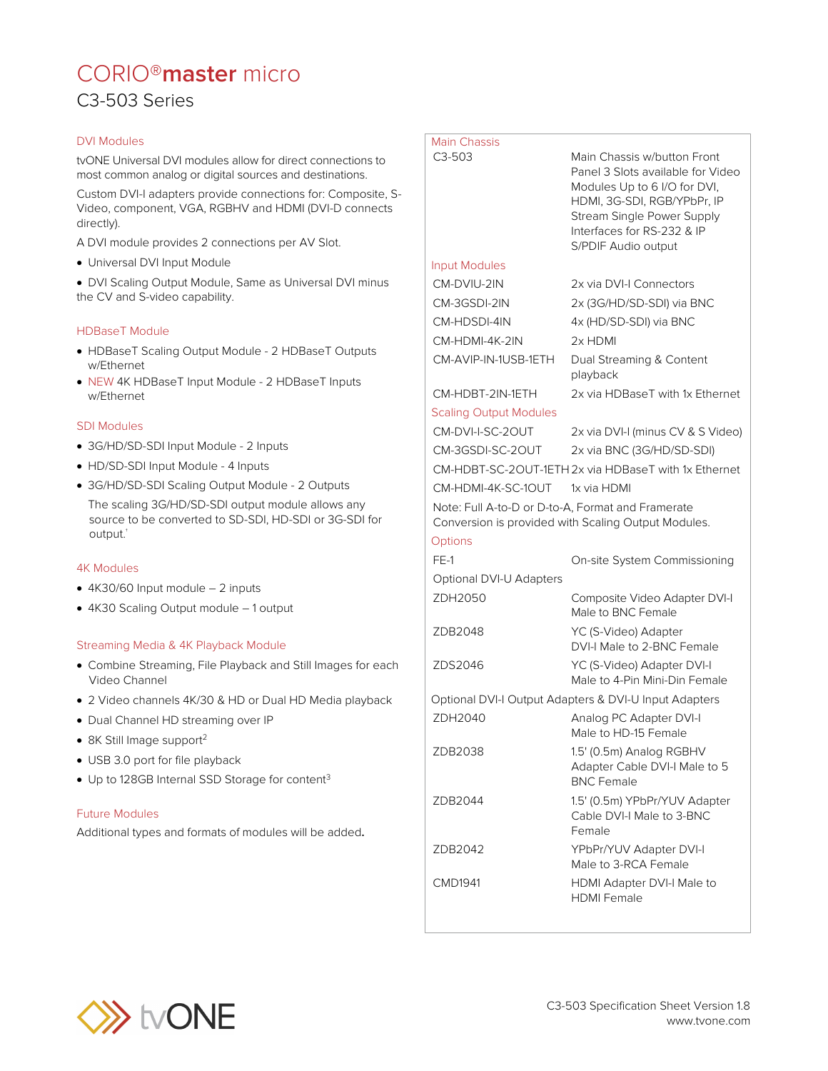# CORIO®master micro

## C3-503 Series

### DVI Modules

tvONE Universal DVI modules allow for direct connections to most common analog or digital sources and destinations.

Custom DVI-I adapters provide connections for: Composite, S-Video, component, VGA, RGBHV and HDMI (DVI-D connects directly).

A DVI module provides 2 connections per AV Slot.

- Universal DVI Input Module
- DVI Scaling Output Module, Same as Universal DVI minus the CV and S-video capability.

### HDBaseT Module

- HDBaseT Scaling Output Module - 2 HDBaseT Outputs w/Ethernet
- NEW 4K HDBaseT Input Module - 2 HDBaseT Inputs w/Ethernet

### SDI Modules

- 3G/HD/SD-SDI Input Module - 2 Inputs
- HD/SD-SDI Input Module - 4 Inputs
- 3G/HD/SD-SDI Scaling Output Module - 2 Outputs

  The scaling 3G/HD/SD-SDI output module allows any source to be converted to SD-SDI, HD-SDI or 3G-SDI for output.[1]

### 4K Modules

- 4K30/60 Input module – 2 inputs
- 4K30 Scaling Output module – 1 output

### Streaming Media & 4K Playback Module

- Combine Streaming, File Playback and Still Images for each Video Channel
- 2 Video channels 4K/30 & HD or Dual HD Media playback
- Dual Channel HD streaming over IP
- 8K Still Image support[2]
- USB 3.0 port for file playback
- Up to 128GB Internal SSD Storage for content[3]

### Future Modules

Additional types and formats of modules will be added.

| Main Chassis | |
|---|---|
| C3-503 | Main Chassis w/button Front Panel 3 Slots available for Video Modules Up to 6 I/O for DVI, HDMI, 3G-SDI, RGB/YPbPr, IP Stream Single Power Supply Interfaces for RS-232 & IP S/PDIF Audio output |
| **Input Modules** | |
| CM-DVIU-2IN | 2x via DVI-I Connectors |
| CM-3GSDI-2IN | 2x (3G/HD/SD-SDI) via BNC |
| CM-HDSDI-4IN | 4x (HD/SD-SDI) via BNC |
| CM-HDMI-4K-2IN | 2x HDMI |
| CM-AVIP-IN-1USB-1ETH | Dual Streaming & Content playback |
| CM-HDBT-2IN-1ETH | 2x via HDBaseT with 1x Ethernet |
| **Scaling Output Modules** | |
| CM-DVI-I-SC-2OUT | 2x via DVI-I (minus CV & S Video) |
| CM-3GSDI-SC-2OUT | 2x via BNC (3G/HD/SD-SDI) |
| CM-HDBT-SC-2OUT-1ETH | 2x via HDBaseT with 1x Ethernet |
| CM-HDMI-4K-SC-1OUT | 1x via HDMI |
| Note: Full A-to-D or D-to-A, Format and Framerate Conversion is provided with Scaling Output Modules. | |
| **Options** | |
| FE-1 | On-site System Commissioning |
| Optional DVI-U Adapters | |
| ZDH2050 | Composite Video Adapter DVI-I Male to BNC Female |
| ZDB2048 | YC (S-Video) Adapter DVI-I Male to 2-BNC Female |
| ZDS2046 | YC (S-Video) Adapter DVI-I Male to 4-Pin Mini-Din Female |
| Optional DVI-I Output Adapters & DVI-U Input Adapters | |
| ZDH2040 | Analog PC Adapter DVI-I Male to HD-15 Female |
| ZDB2038 | 1.5' (0.5m) Analog RGBHV Adapter Cable DVI-I Male to 5 BNC Female |
| ZDB2044 | 1.5' (0.5m) YPbPr/YUV Adapter Cable DVI-I Male to 3-BNC Female |
| ZDB2042 | YPbPr/YUV Adapter DVI-I Male to 3-RCA Female |
| CMD1941 | HDMI Adapter DVI-I Male to HDMI Female |

C3-503 Specification Sheet Version 1.8
www.tvone.com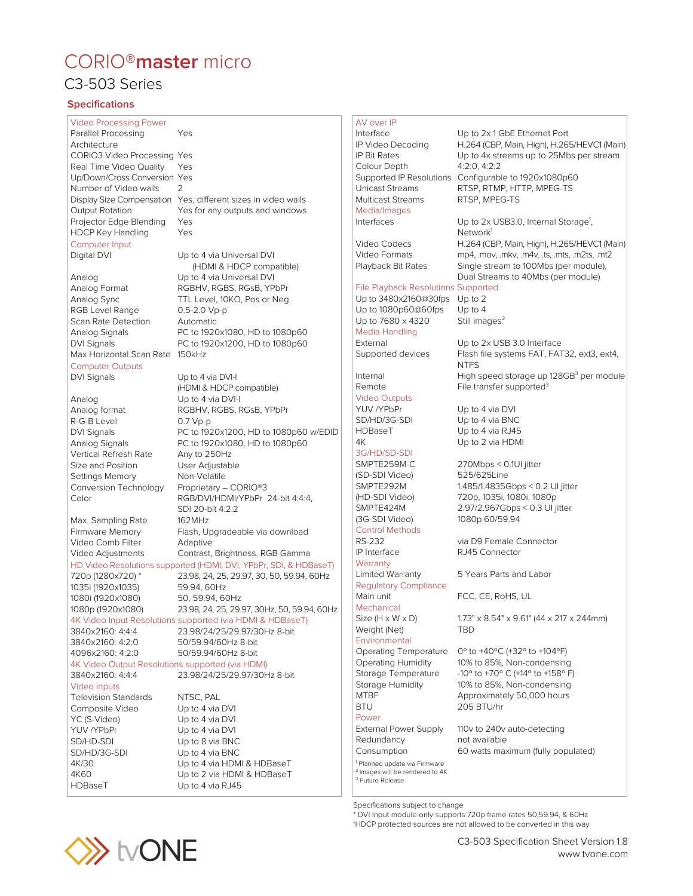# CORIO®master micro

## C3-503 Series

### Specifications

| Video Processing Power | |
|---|---|
| Parallel Processing Architecture | Yes |
| CORIO3 Video Processing | Yes |
| Real Time Video Quality | Yes |
| Up/Down/Cross Conversion | Yes |
| Number of Video walls | 2 |
| Display Size Compensation | Yes, different sizes in video walls |
| Output Rotation | Yes for any outputs and windows |
| Projector Edge Blending | Yes |
| HDCP Key Handling | Yes |
| **Computer Input** | |
| Digital DVI | Up to 4 via Universal DVI (HDMI & HDCP compatible) |
| Analog | Up to 4 via Universal DVI |
| Analog Format | RGBHV, RGBS, RGsB, YPbPr |
| Analog Sync | TTL Level, 10KΩ, Pos or Neg |
| RGB Level Range | 0.5-2.0 Vp-p |
| Scan Rate Detection | Automatic |
| Analog Signals | PC to 1920x1080, HD to 1080p60 |
| DVI Signals | PC to 1920x1200, HD to 1080p60 |
| Max Horizontal Scan Rate | 150kHz |
| **Computer Outputs** | |
| DVI Signals | Up to 4 via DVI-I (HDMI & HDCP compatible) |
| Analog | Up to 4 via DVI-I |
| Analog format | RGBHV, RGBS, RGsB, YPbPr |
| R-G-B Level | 0.7 Vp-p |
| DVI Signals | PC to 1920x1200, HD to 1080p60 w/EDID |
| Analog Signals | PC to 1920x1080, HD to 1080p60 |
| Vertical Refresh Rate | Any to 250Hz |
| Size and Position | User Adjustable |
| Settings Memory | Non-Volatile |
| Conversion Technology | Proprietary – CORIO®3 |
| Color | RGB/DVI/HDMI/YPbPr 24-bit 4:4:4, SDI 20-bit 4:2:2 |
| Max. Sampling Rate | 162MHz |
| Firmware Memory | Flash, Upgradeable via download |
| Video Comb Filter | Adaptive |
| Video Adjustments | Contrast, Brightness, RGB Gamma |
| **HD Video Resolutions supported (HDMI, DVI, YPbPr, SDI, & HDBaseT)** | |
| 720p (1280x720) * | 23.98, 24, 25, 29.97, 30, 50, 59.94, 60Hz |
| 1035i (1920x1035) | 59.94, 60Hz |
| 1080i (1920x1080) | 50, 59.94, 60Hz |
| 1080p (1920x1080) | 23.98, 24, 25, 29.97, 30Hz, 50, 59.94, 60Hz |
| **4K Video Input Resolutions supported (via HDMI & HDBaseT)** | |
| 3840x2160: 4:4:4 | 23.98/24/25/29.97/30Hz 8-bit |
| 3840x2160: 4:2:0 | 50/59.94/60Hz 8-bit |
| 4096x2160: 4:2:0 | 50/59.94/60Hz 8-bit |
| **4K Video Output Resolutions supported (via HDMI)** | |
| 3840x2160: 4:4:4 | 23.98/24/25/29.97/30Hz 8-bit |
| **Video Inputs** | |
| Television Standards | NTSC, PAL |
| Composite Video | Up to 4 via DVI |
| YC (S-Video) | Up to 4 via DVI |
| YUV /YPbPr | Up to 4 via DVI |
| SD/HD-SDI | Up to 8 via BNC |
| SD/HD/3G-SDI | Up to 4 via BNC |
| 4K/30 | Up to 4 via HDMI & HDBaseT |
| 4K60 | Up to 2 via HDMI & HDBaseT |
| HDBaseT | Up to 4 via RJ45 |

| AV over IP | |
|---|---|
| Interface | Up to 2x 1 GbE Ethernet Port |
| IP Video Decoding | H.264 (CBP, Main, High), H.265/HEVC1 (Main) |
| IP Bit Rates | Up to 4x streams up to 25Mbs per stream |
| Colour Depth | 4:2:0, 4:2:2 |
| Supported IP Resolutions | Configurable to 1920x1080p60 |
| Unicast Streams | RTSP, RTMP, HTTP, MPEG-TS |
| Multicast Streams | RTSP, MPEG-TS |
| **Media/Images** | |
| Interfaces | Up to 2x USB3.0, Internal Storage[1], Network[1] |
| Video Codecs | H.264 (CBP, Main, High), H.265/HEVC1 (Main) |
| Video Formats | mp4, .mov, .mkv, .m4v, .ts, .mts, .m2ts, .mt2 |
| Playback Bit Rates | Single stream to 100Mbs (per module), Dual Streams to 40Mbs (per module) |
| **File Playback Resolutions Supported** | |
| Up to 3480x2160@30fps | Up to 2 |
| Up to 1080p60@60fps | Up to 4 |
| Up to 7680 x 4320 | Still images[2] |
| **Media Handling** | |
| External | Up to 2x USB 3.0 Interface |
| Supported devices | Flash file systems FAT, FAT32, ext3, ext4, NTFS |
| Internal | High speed storage up 128GB[3] per module |
| Remote | File transfer supported[3] |
| **Video Outputs** | |
| YUV /YPbPr | Up to 4 via DVI |
| SD/HD/3G-SDI | Up to 4 via BNC |
| HDBaseT | Up to 4 via RJ45 |
| 4K | Up to 2 via HDMI |
| **3G/HD/SD-SDI** | |
| SMPTE259M-C (SD-SDI Video) | 270Mbps < 0.1UI jitter 525/625Line |
| SMPTE292M (HD-SDI Video) | 1.485/1.4835Gbps < 0.2 UI jitter 720p, 1035i, 1080i, 1080p |
| SMPTE424M (3G-SDI Video) | 2.97/2.967Gbps < 0.3 UI jitter 1080p 60/59.94 |
| **Control Methods** | |
| RS-232 | via D9 Female Connector |
| IP Interface | RJ45 Connector |
| **Warranty** | |
| Limited Warranty | 5 Years Parts and Labor |
| **Regulatory Compliance** | |
| Main unit | FCC, CE, RoHS, UL |
| **Mechanical** | |
| Size (H x W x D) | 1.73" x 8.54" x 9.61" (44 x 217 x 244mm) |
| Weight (Net) | TBD |
| **Environmental** | |
| Operating Temperature | 0° to +40°C (+32° to +104°F) |
| Operating Humidity | 10% to 85%, Non-condensing |
| Storage Temperature | -10° to +70° C (+14° to +158° F) |
| Storage Humidity | 10% to 85%, Non-condensing |
| MTBF | Approximately 50,000 hours |
| BTU | 205 BTU/hr |
| **Power** | |
| External Power Supply | 110v to 240v auto-detecting |
| Redundancy | not available |
| Consumption | 60 watts maximum (fully populated) |

[1] Planned update via Firmware
[2] Images will be rendered to 4K
[3] Future Release

Specifications subject to change
* DVI Input module only supports 720p frame rates 50,59.94, & 60Hz
†HDCP protected sources are not allowed to be converted in this way

tvONE

C3-503 Specification Sheet Version 1.8
www.tvone.com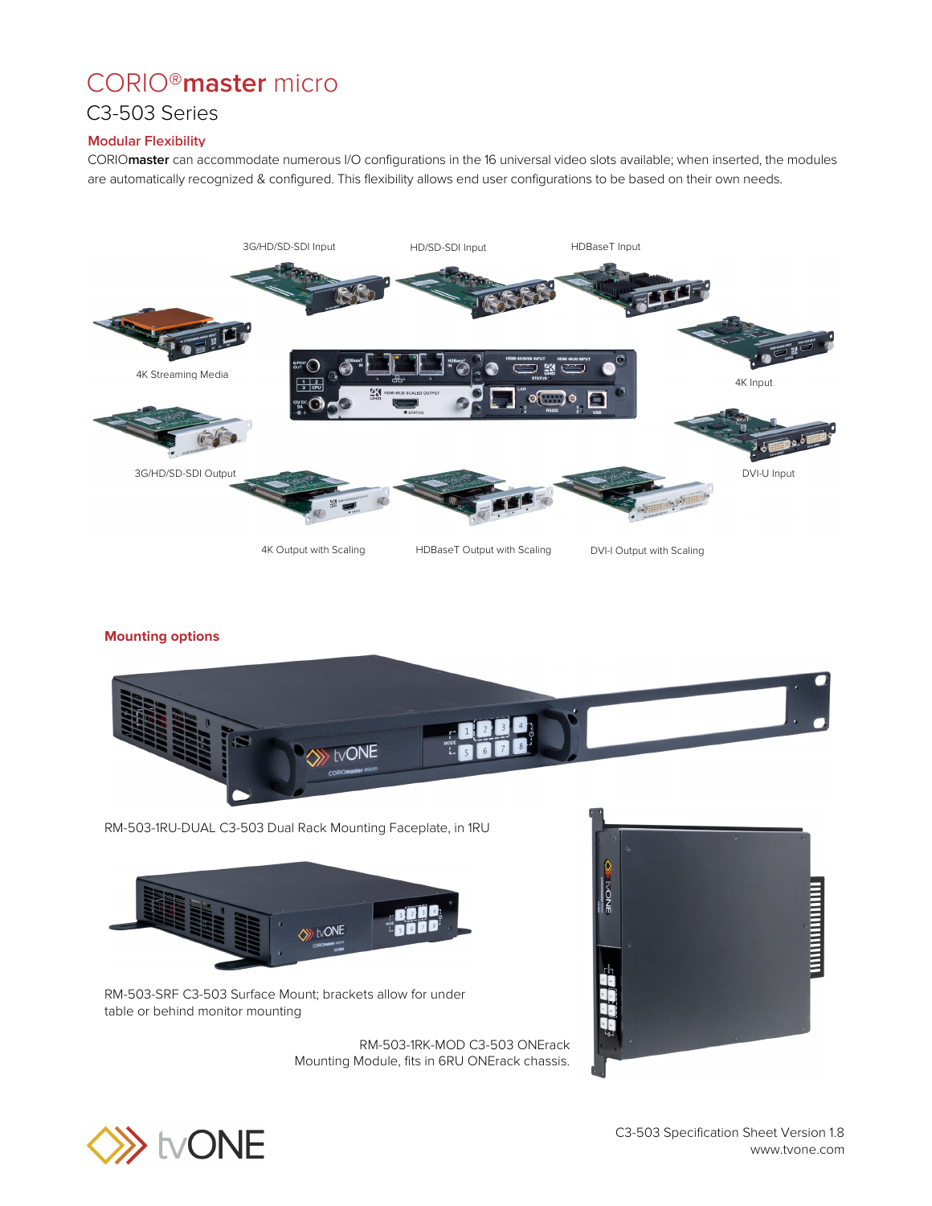# CORIO®master micro

## C3-503 Series

### Modular Flexibility

CORIO**master** can accommodate numerous I/O configurations in the 16 universal video slots available; when inserted, the modules are automatically recognized & configured. This flexibility allows end user configurations to be based on their own needs.

3G/HD/SD-SDI Input

HD/SD-SDI Input

HDBaseT Input

4K Streaming Media

4K Input

3G/HD/SD-SDI Output

DVI-U Input

4K Output with Scaling

HDBaseT Output with Scaling

DVI-I Output with Scaling

### Mounting options

RM-503-1RU-DUAL C3-503 Dual Rack Mounting Faceplate, in 1RU

RM-503-SRF C3-503 Surface Mount; brackets allow for under table or behind monitor mounting

RM-503-1RK-MOD C3-503 ONErack Mounting Module, fits in 6RU ONErack chassis.

C3-503 Specification Sheet Version 1.8
www.tvone.com